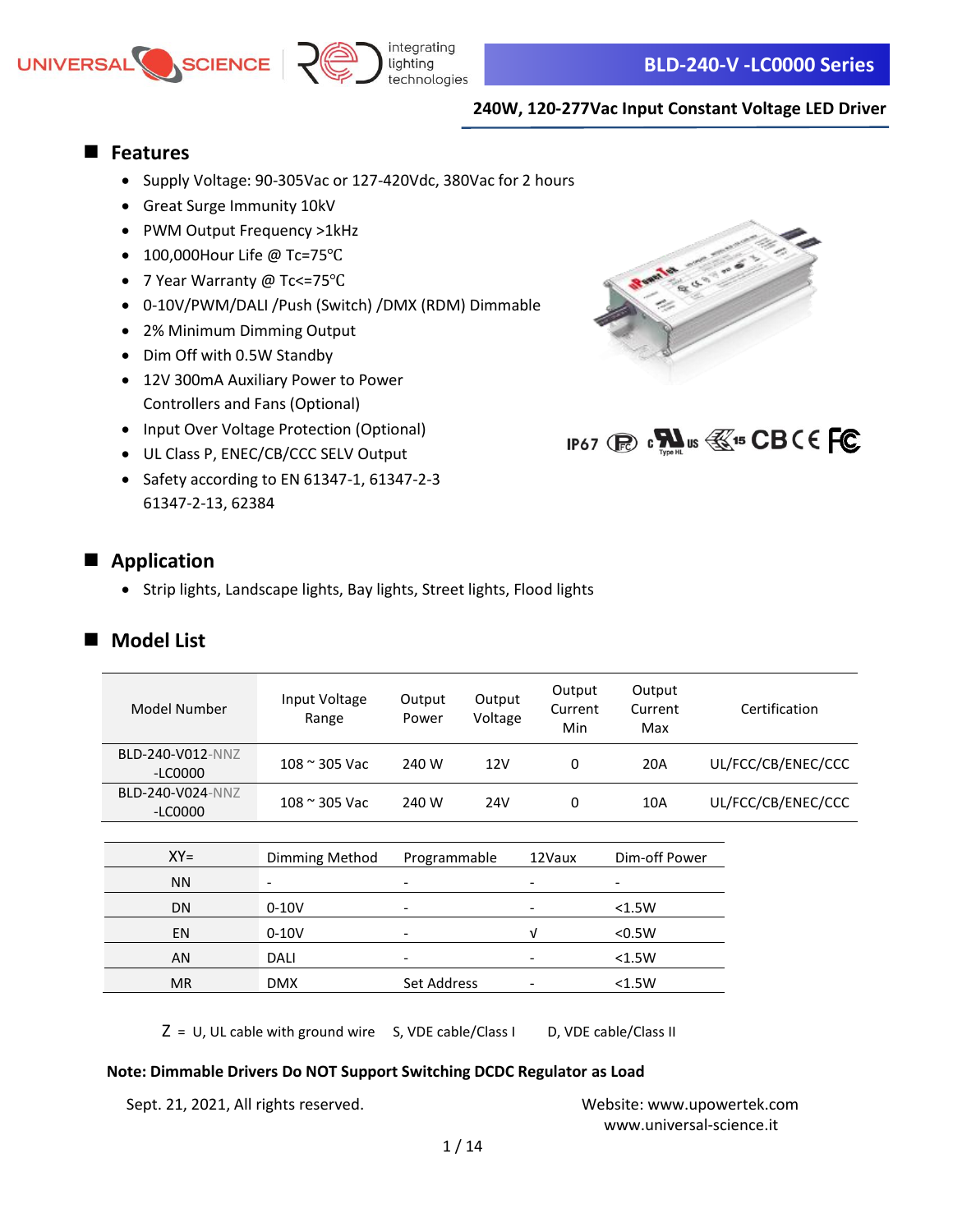# BLD-240-V -LC0000 Series

**240W, 120-277Vac Input Constant Voltage LED Driver**

## Features

- Supply Voltage: 90-305Vac or 127-420Vdc, 380Vac for 2 hours
- Great Surge Immunity 10kV
- PWM Output Frequency >1kHz
- 100,000Hour Life @ Tc=75℃
- 7 Year Warranty @ Tc<=75℃
- 0-10V/PWM/DALI /Push (Switch) /DMX (RDM) Dimmable
- 2% Minimum Dimming Output
- Dim Off with 0.5W Standby
- 12V 300mA Auxiliary Power to Power Controllers and Fans (Optional)
- Input Over Voltage Protection (Optional)
- UL Class P, ENEC/CB/CCC SELV Output
- Safety according to EN 61347-1, 61347-2-3 61347-2-13, 62384

IP67

## Application

- Strip lights, Landscape lights, Bay lights, Street lights, Flood lights

## Model List

| Model Number | Input Voltage Range | Output Power | Output Voltage | Output Current Min | Output Current Max | Certification |
|---|---|---|---|---|---|---|
| BLD-240-V012-NNZ -LC0000 | 108 ~ 305 Vac | 240 W | 12V | 0 | 20A | UL/FCC/CB/ENEC/CCC |
| BLD-240-V024-NNZ -LC0000 | 108 ~ 305 Vac | 240 W | 24V | 0 | 10A | UL/FCC/CB/ENEC/CCC |

| XY= | Dimming Method | Programmable | 12Vaux | Dim-off Power |
|---|---|---|---|---|
| NN | - | - | - | - |
| DN | 0-10V | - | - | <1.5W |
| EN | 0-10V | - | √ | <0.5W |
| AN | DALI | - | - | <1.5W |
| MR | DMX | Set Address | - | <1.5W |

Z = U, UL cable with ground wire S, VDE cable/Class I D, VDE cable/Class II

**Note: Dimmable Drivers Do NOT Support Switching DCDC Regulator as Load**

Sept. 21, 2021, All rights reserved.

Website: www.upowertek.com
www.universal-science.it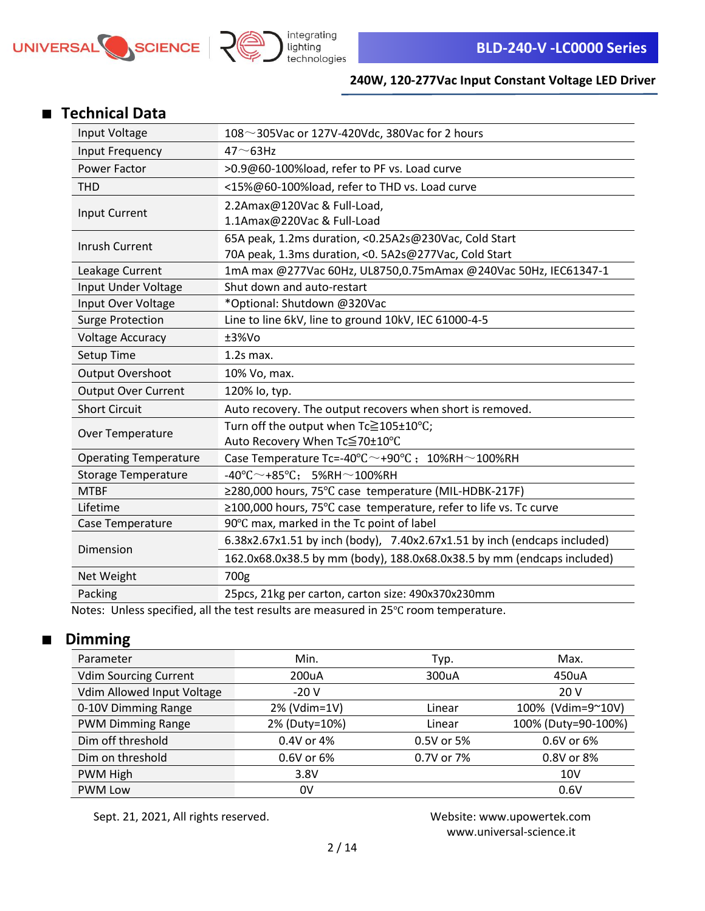## Technical Data

| | |
|---|---|
| Input Voltage | 108～305Vac or 127V-420Vdc, 380Vac for 2 hours |
| Input Frequency | 47～63Hz |
| Power Factor | >0.9@60-100%load, refer to PF vs. Load curve |
| THD | <15%@60-100%load, refer to THD vs. Load curve |
| Input Current | 2.2Amax@120Vac & Full-Load,<br>1.1Amax@220Vac & Full-Load |
| Inrush Current | 65A peak, 1.2ms duration, <0.25A2s@230Vac, Cold Start<br>70A peak, 1.3ms duration, <0. 5A2s@277Vac, Cold Start |
| Leakage Current | 1mA max @277Vac 60Hz, UL8750,0.75mAmax @240Vac 50Hz, IEC61347-1 |
| Input Under Voltage | Shut down and auto-restart |
| Input Over Voltage | *Optional: Shutdown @320Vac |
| Surge Protection | Line to line 6kV, line to ground 10kV, IEC 61000-4-5 |
| Voltage Accuracy | ±3%Vo |
| Setup Time | 1.2s max. |
| Output Overshoot | 10% Vo, max. |
| Output Over Current | 120% Io, typ. |
| Short Circuit | Auto recovery. The output recovers when short is removed. |
| Over Temperature | Turn off the output when Tc≧105±10℃;<br>Auto Recovery When Tc≦70±10℃ |
| Operating Temperature | Case Temperature Tc=-40℃～+90℃； 10%RH～100%RH |
| Storage Temperature | -40℃～+85℃; 5%RH～100%RH |
| MTBF | ≥280,000 hours, 75℃ case temperature (MIL-HDBK-217F) |
| Lifetime | ≥100,000 hours, 75℃ case temperature, refer to life vs. Tc curve |
| Case Temperature | 90℃ max, marked in the Tc point of label |
| Dimension | 6.38x2.67x1.51 by inch (body), 7.40x2.67x1.51 by inch (endcaps included)<br>162.0x68.0x38.5 by mm (body), 188.0x68.0x38.5 by mm (endcaps included) |
| Net Weight | 700g |
| Packing | 25pcs, 21kg per carton, carton size: 490x370x230mm |

Notes: Unless specified, all the test results are measured in 25℃ room temperature.

## Dimming

| Parameter | Min. | Typ. | Max. |
|---|---|---|---|
| Vdim Sourcing Current | 200uA | 300uA | 450uA |
| Vdim Allowed Input Voltage | -20 V | | 20 V |
| 0-10V Dimming Range | 2% (Vdim=1V) | Linear | 100% (Vdim=9~10V) |
| PWM Dimming Range | 2% (Duty=10%) | Linear | 100% (Duty=90-100%) |
| Dim off threshold | 0.4V or 4% | 0.5V or 5% | 0.6V or 6% |
| Dim on threshold | 0.6V or 6% | 0.7V or 7% | 0.8V or 8% |
| PWM High | 3.8V | | 10V |
| PWM Low | 0V | | 0.6V |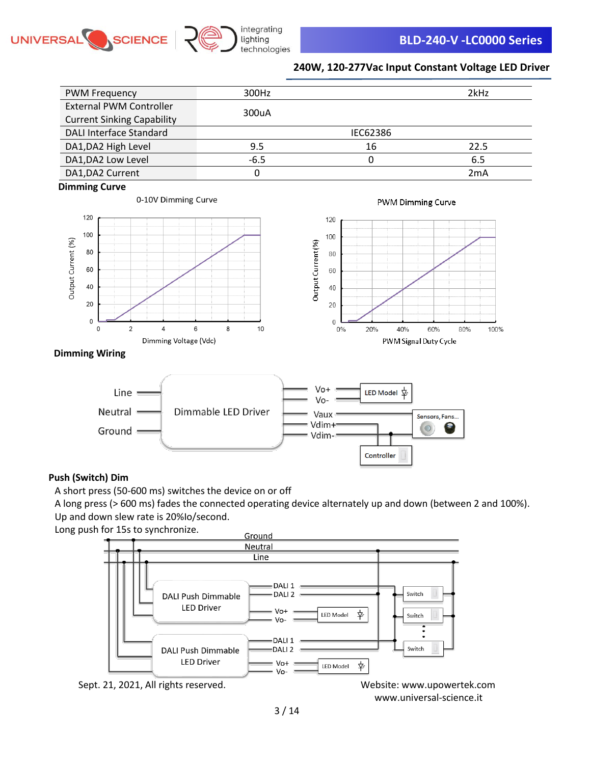| PWM Frequency | 300Hz | | 2kHz |
|---|---|---|---|
| External PWM Controller Current Sinking Capability | 300uA | | |
| DALI Interface Standard | | IEC62386 | |
| DA1,DA2 High Level | 9.5 | 16 | 22.5 |
| DA1,DA2 Low Level | -6.5 | 0 | 6.5 |
| DA1,DA2 Current | 0 | | 2mA |

**Dimming Curve**

**Dimming Wiring**

**Push (Switch) Dim**

A short press (50-600 ms) switches the device on or off

A long press (> 600 ms) fades the connected operating device alternately up and down (between 2 and 100%).

Up and down slew rate is 20%Io/second.

Long push for 15s to synchronize.

Sept. 21, 2021, All rights reserved.

Website: www.upowertek.com
www.universal-science.it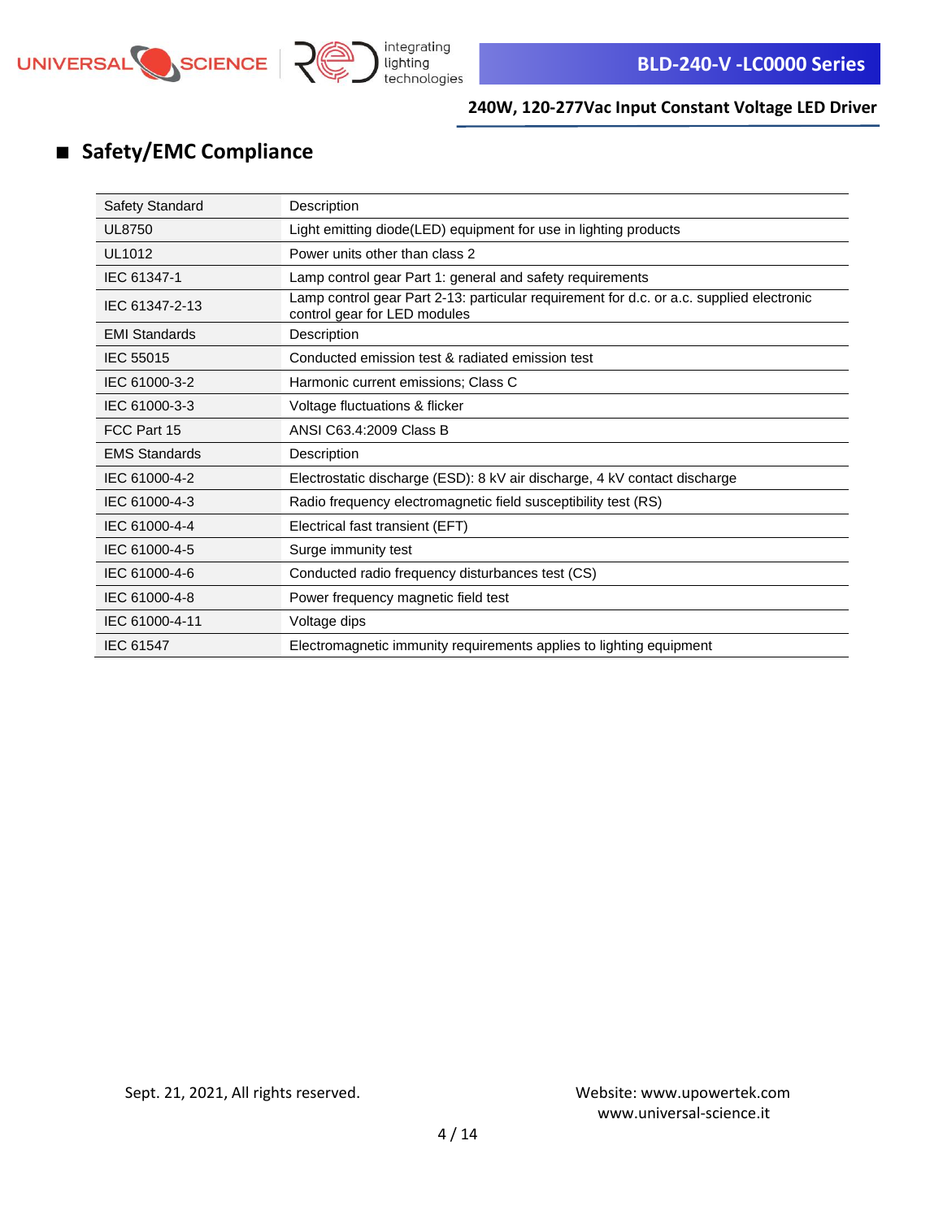## Safety/EMC Compliance

| Safety Standard | Description |
|---|---|
| UL8750 | Light emitting diode(LED) equipment for use in lighting products |
| UL1012 | Power units other than class 2 |
| IEC 61347-1 | Lamp control gear Part 1: general and safety requirements |
| IEC 61347-2-13 | Lamp control gear Part 2-13: particular requirement for d.c. or a.c. supplied electronic control gear for LED modules |
| **EMI Standards** | **Description** |
| IEC 55015 | Conducted emission test & radiated emission test |
| IEC 61000-3-2 | Harmonic current emissions; Class C |
| IEC 61000-3-3 | Voltage fluctuations & flicker |
| FCC Part 15 | ANSI C63.4:2009 Class B |
| **EMS Standards** | **Description** |
| IEC 61000-4-2 | Electrostatic discharge (ESD): 8 kV air discharge, 4 kV contact discharge |
| IEC 61000-4-3 | Radio frequency electromagnetic field susceptibility test (RS) |
| IEC 61000-4-4 | Electrical fast transient (EFT) |
| IEC 61000-4-5 | Surge immunity test |
| IEC 61000-4-6 | Conducted radio frequency disturbances test (CS) |
| IEC 61000-4-8 | Power frequency magnetic field test |
| IEC 61000-4-11 | Voltage dips |
| IEC 61547 | Electromagnetic immunity requirements applies to lighting equipment |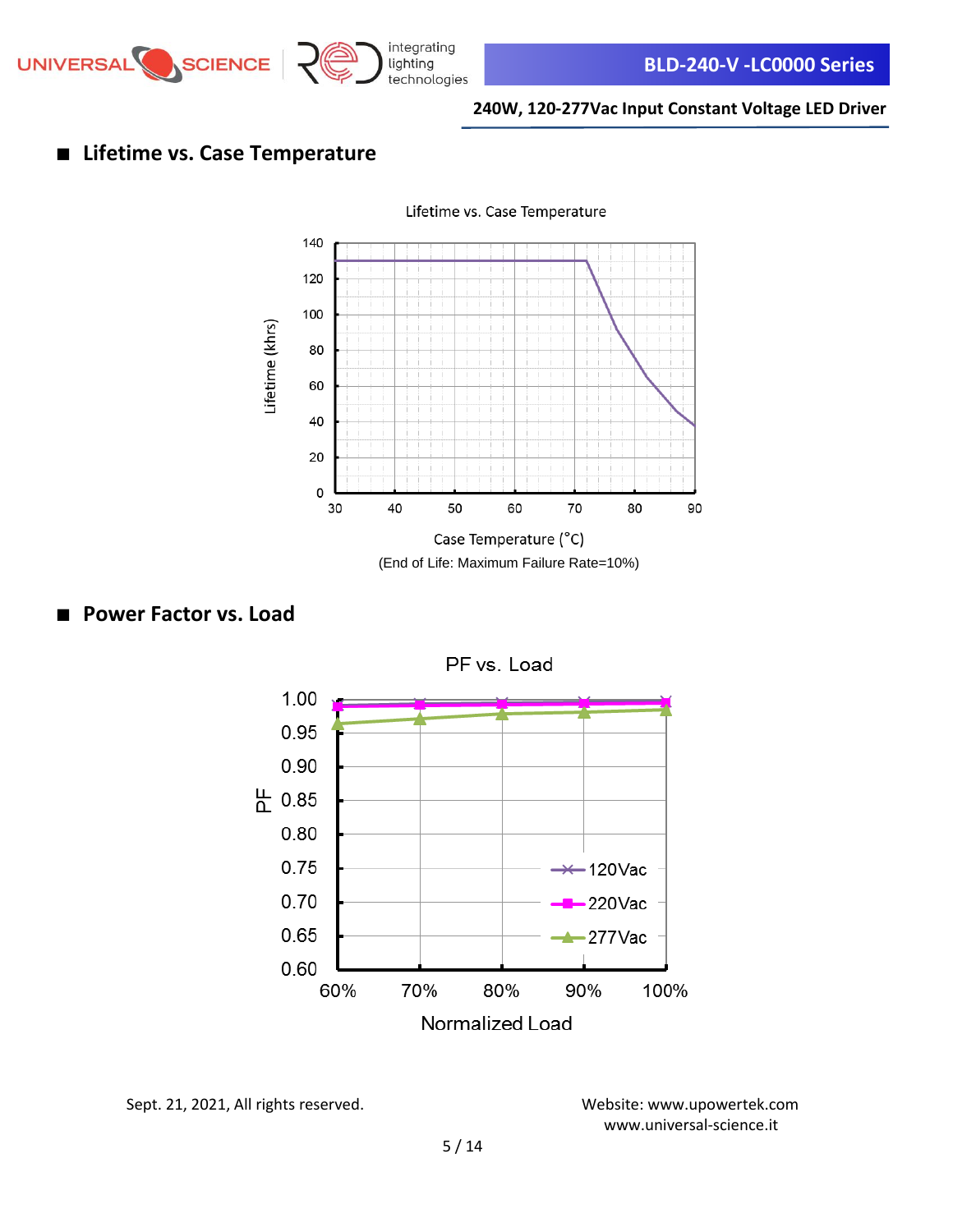## Lifetime vs. Case Temperature

Lifetime vs. Case Temperature

(End of Life: Maximum Failure Rate=10%)

## Power Factor vs. Load

PF vs. Load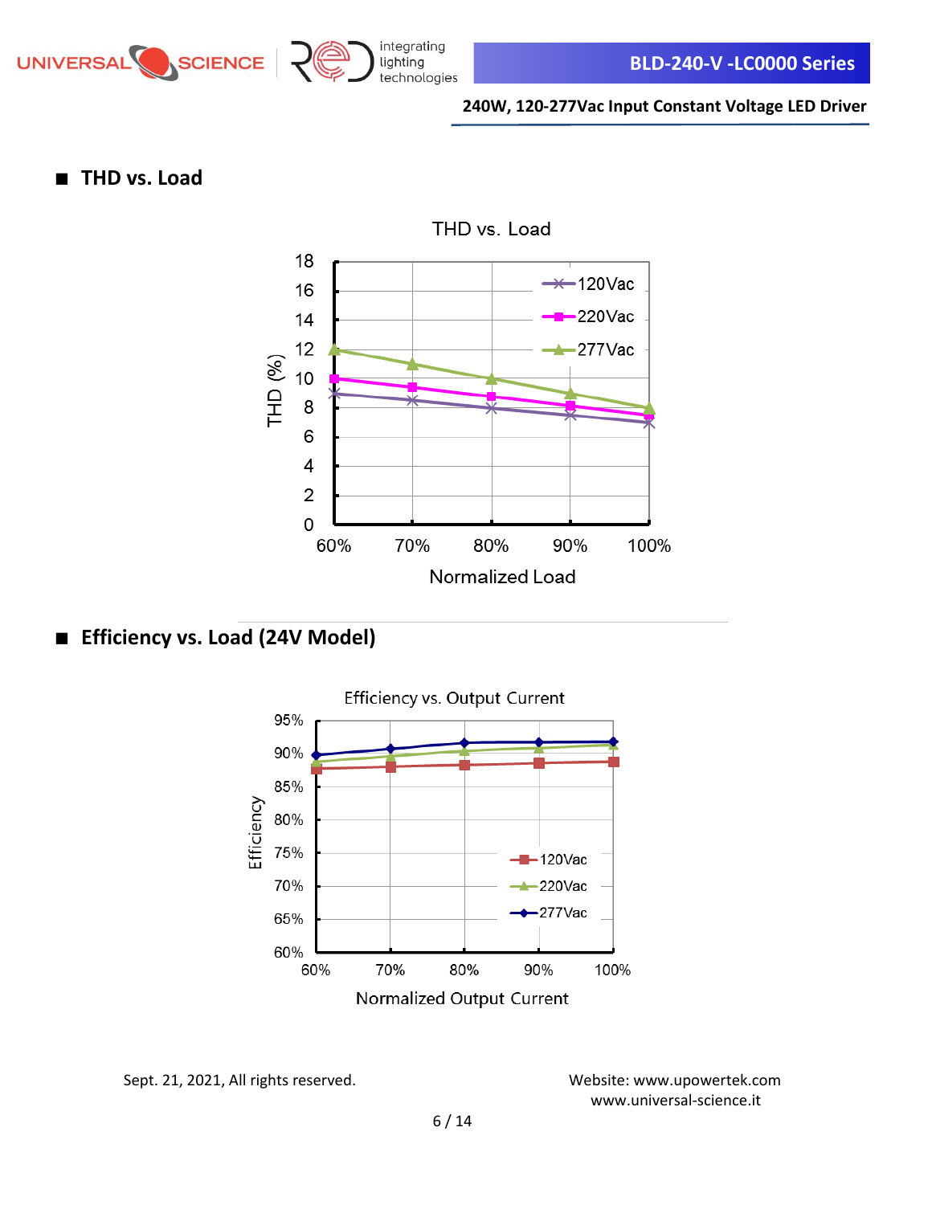## ■ THD vs. Load

THD vs. Load

## ■ Efficiency vs. Load (24V Model)

Efficiency vs. Output Current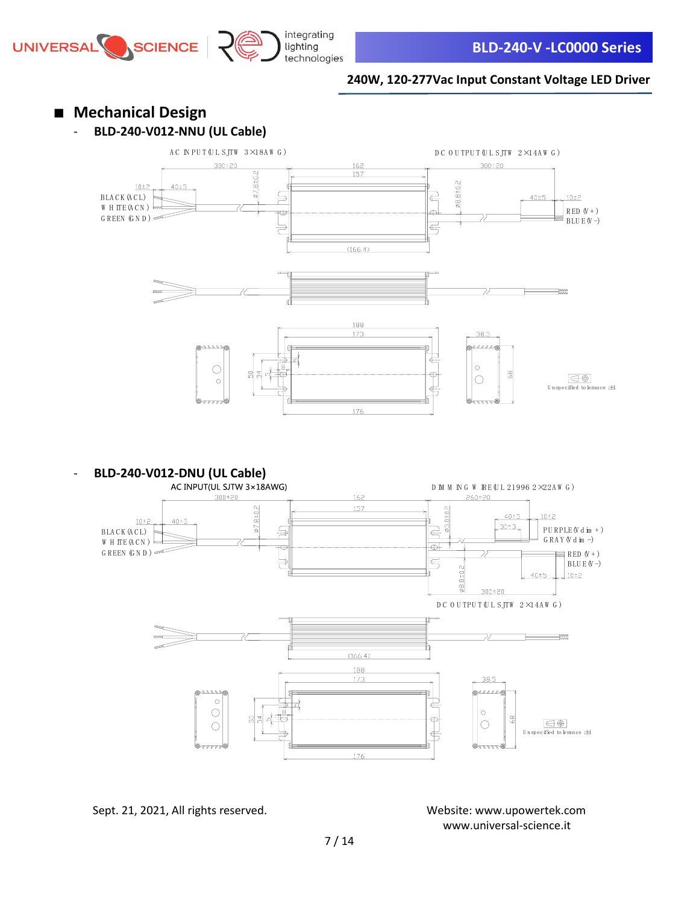## Mechanical Design

- **BLD-240-V012-NNU (UL Cable)**

AC INPUT(UL SJTW 3×18AWG)

DC OUTPUT(UL SJTW 2×14AWG)

300±20 | 162 | 157 | 300±20

10±2 | 40±5 | ø7.8±0.2 | ø8.8±0.2 | 40±5 | 10±2

BLACK(ACL)
WHITE(ACN)
GREEN(GND)

RED(V+)
BLUE(V-)

(166.4)

188 | 173 | 38.5 | 50 | 34 | 5 | 8 | 5 | 68 | 176

Unspecified tolerance: ±1

- **BLD-240-V012-DNU (UL Cable)**

AC INPUT(UL SJTW 3×18AWG)

DIMMING WIRE(UL 21996 2×22AWG)

300±20 | 162 | 157 | 260±20

10±2 | 40±5 | ø7.8±0.2 | ø5.0±0.2 | 40±5 | 30±3 | 10±2

BLACK(ACL)
WHITE(ACN)
GREEN(GND)

PURPLE(Vdim+)
GRAY(Vdim-)

RED(V+)
BLUE(V-)

ø8.8±0.2 | 40±5 | 10±2 | 300±20

DC OUTPUT(UL SJTW 2×14AWG)

(166.4)

188 | 173 | 38.5 | 50 | 34 | 5 | 8 | 68 | 176

Unspecified tolerance: ±1

Sept. 21, 2021, All rights reserved.

Website: www.upowertek.com
www.universal-science.it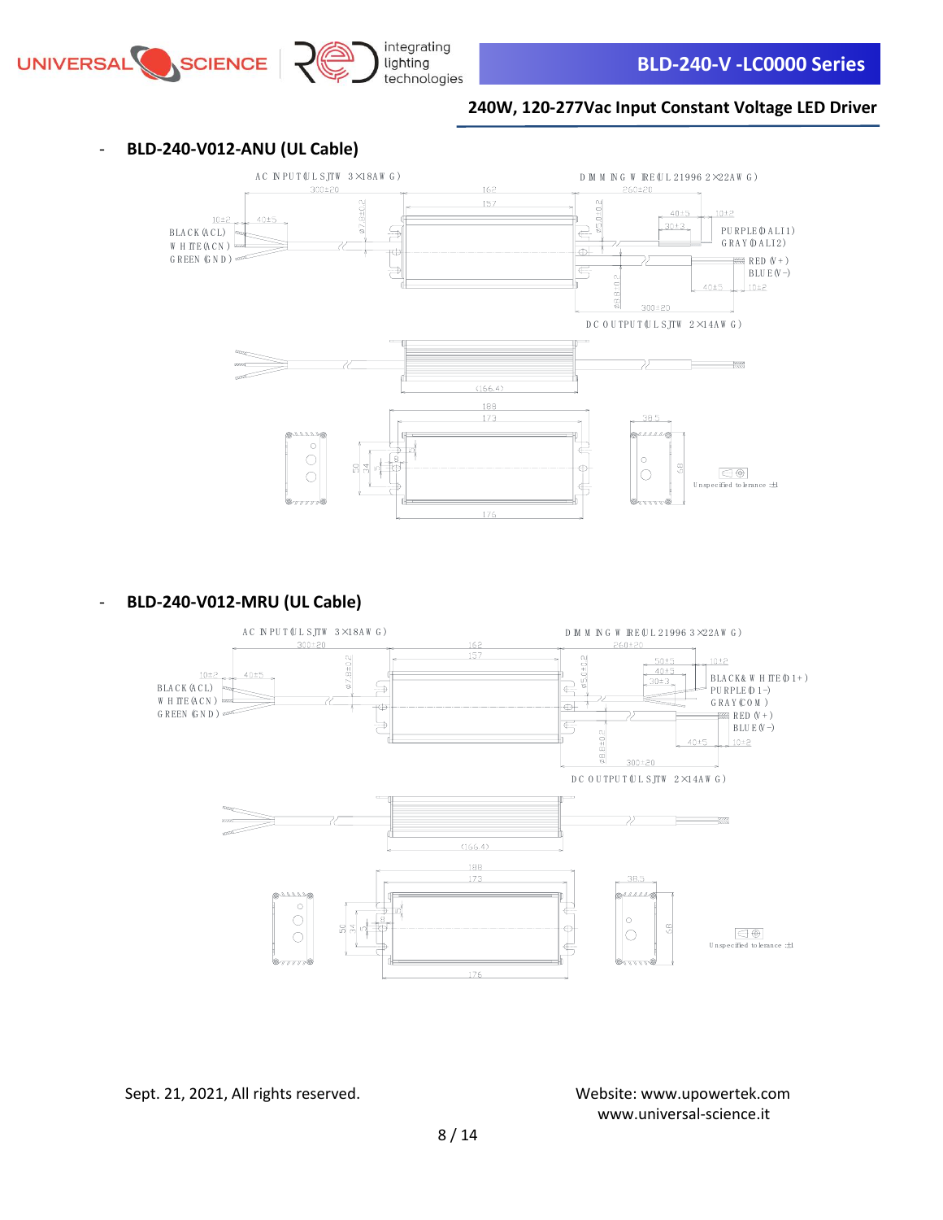- **BLD-240-V012-ANU (UL Cable)**

AC INPUT (UL SJTW 3×18AWG)

DIMMING WIRE (UL21996 2×22AWG)

300±20 | 162 | 157 | 260±20 | 40±5 | 10±2 | 30±3 | 40±5 | 10±2 | Ø7.8±0.2 | Ø5.0±0.2 | Ø8.8±0.2 | 300±20 | 40±5 | 10±2

BLACK (ACL)
WHITE (ACN)
GREEN (GND)

PURPLE (DALI1)
GRAY (DALI2)

RED (V+)
BLUE (V-)

DC OUTPUT (UL SJTW 2×14AWG)

(166.4)

188 | 173 | 176 | 50 | 34 | 5 | 8 | 38.5 | 68

Unspecified tolerance ±1

- **BLD-240-V012-MRU (UL Cable)**

AC INPUT (UL SJTW 3×18AWG)

DIMMING WIRE (UL21996 3×22AWG)

300±20 | 162 | 157 | 260±20 | 50±5 | 40±5 | 30±3 | 10±2 | 10±2 | 40±5 | Ø7.8±0.2 | Ø5.0±0.2 | Ø8.8±0.2 | 300±20 | 40±5 | 10±2

BLACK (ACL)
WHITE (ACN)
GREEN (GND)

BLACK&WHITE (D1+)
PURPLE (D1-)
GRAY (COM)

RED (V+)
BLUE (V-)

DC OUTPUT (UL SJTW 2×14AWG)

(166.4)

188 | 173 | 176 | 50 | 34 | 5 | 8 | 38.5 | 68

Unspecified tolerance ±1

Sept. 21, 2021, All rights reserved.

Website: www.upowertek.com
www.universal-science.it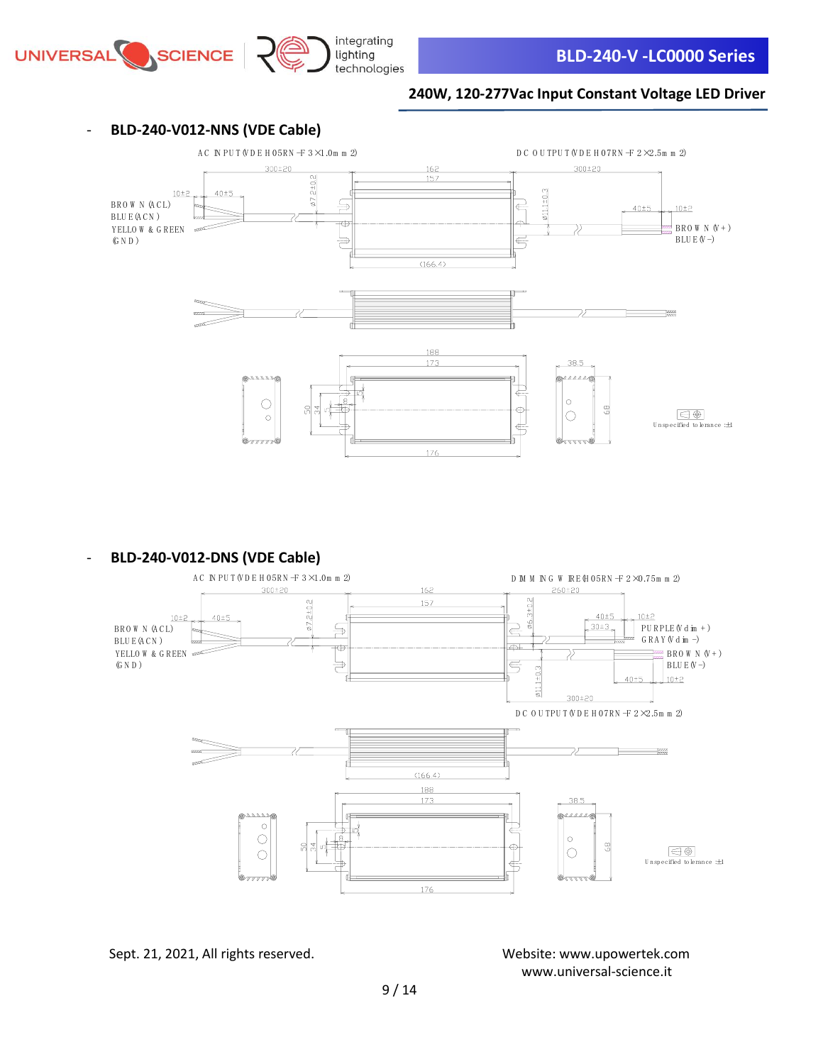- **BLD-240-V012-NNS (VDE Cable)**

AC INPUT (VDE H05RN-F 3×1.0mm2)

DC OUTPUT (VDE H07RN-F 2×2.5mm2)

300±20 &nbsp;&nbsp; 162 &nbsp;&nbsp; 157 &nbsp;&nbsp; 300±20

10±2 &nbsp;&nbsp; 40±5 &nbsp;&nbsp; ø7.2±0.2 &nbsp;&nbsp; ø11.1±0.3 &nbsp;&nbsp; 40±5 &nbsp;&nbsp; 10±2

BROWN (ACL)
BLUE (ACN)
YELLOW & GREEN (GND)

BROWN (V+)
BLUE (V-)

(166.4)

188 &nbsp;&nbsp; 173 &nbsp;&nbsp; 38.5 &nbsp;&nbsp; 50 &nbsp;&nbsp; 34 &nbsp;&nbsp; 5 &nbsp;&nbsp; 68 &nbsp;&nbsp; 176

Unspecified tolerance: ±1

- **BLD-240-V012-DNS (VDE Cable)**

AC INPUT (VDE H05RN-F 3×1.0mm2)

DIMMING WIRE (H05RN-F 2×0.75mm2)

300±20 &nbsp;&nbsp; 162 &nbsp;&nbsp; 157 &nbsp;&nbsp; 260±20

10±2 &nbsp;&nbsp; 40±5 &nbsp;&nbsp; ø7.2±0.2 &nbsp;&nbsp; ø6.3±0.2 &nbsp;&nbsp; 40±5 &nbsp;&nbsp; 30±3 &nbsp;&nbsp; 10±2

BROWN (ACL)
BLUE (ACN)
YELLOW & GREEN (GND)

PURPLE (Vdim+)
GRAY (Vdim-)
BROWN (V+)
BLUE (V-)

ø11.1±0.3 &nbsp;&nbsp; 40±5 &nbsp;&nbsp; 10±2 &nbsp;&nbsp; 300±20

DC OUTPUT (VDE H07RN-F 2×2.5mm2)

(166.4)

188 &nbsp;&nbsp; 173 &nbsp;&nbsp; 38.5 &nbsp;&nbsp; 50 &nbsp;&nbsp; 34 &nbsp;&nbsp; 5 &nbsp;&nbsp; 68 &nbsp;&nbsp; 176

Unspecified tolerance: ±1

Sept. 21, 2021, All rights reserved.

Website: www.upowertek.com
www.universal-science.it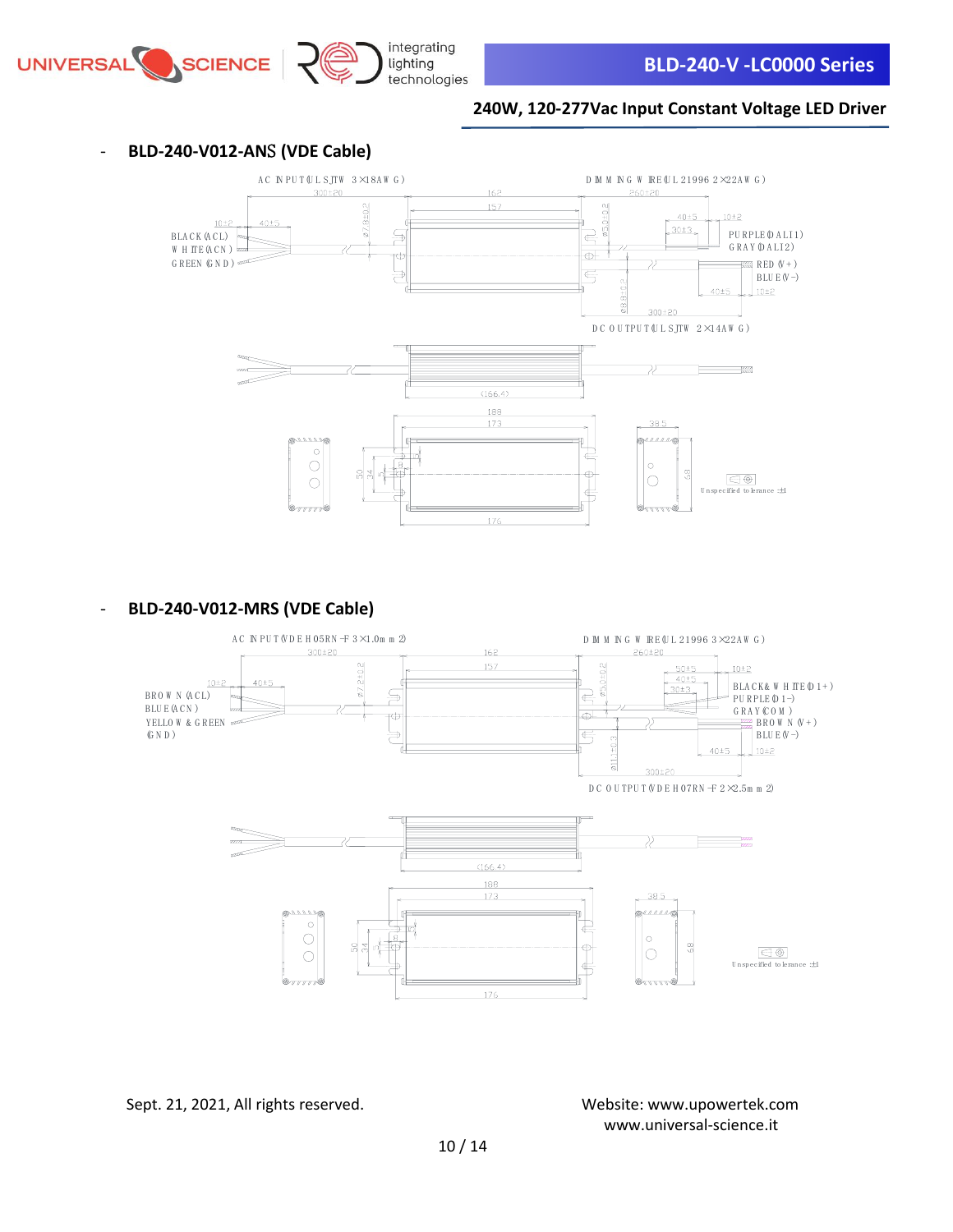- **BLD-240-V012-ANS (VDE Cable)**

AC INPUT(UL SJTW 3×18AWG)

DIMMING WIRE(UL 21996 2×22AWG)

BLACK(ACL)
WHITE(ACN)
GREEN(GND)

PURPLE(DALI1)
GRAY(DALI2)
RED(V+)
BLUE(V-)

DC OUTPUT(UL SJTW 2×14AWG)

300±20, 162, 157, 260±20, 10±2, 40±5, Ø7.8±0.2, Ø5.0±0.2, 40±5, 30±3, 10±2, Ø8.8±0.2, 300±20, 40±5, 10±2, (166.4), 188, 173, 50, 34, 5, 176, 38.5, 68

Unspecified tolerance ±1

- **BLD-240-V012-MRS (VDE Cable)**

AC INPUT(VDE H05RN-F 3×1.0mm2)

DIMMING WIRE(UL 21996 3×22AWG)

BROWN(ACL)
BLUE(ACN)
YELLOW & GREEN (GND)

BLACK& WHITE(D1+)
PURPLE(D1-)
GRAY(COM)
BROWN(V+)
BLUE(V-)

DC OUTPUT(VDE H07RN-F 2×2.5mm2)

300±20, 162, 157, 260±20, 10±2, 40±5, Ø7.2±0.2, Ø5.0±0.2, 50±5, 40±5, 30±3, 10±2, Ø11.1±0.3, 300±20, 40±5, 10±2, (166.4), 188, 173, 50, 34, 5, 176, 38.5, 68

Unspecified tolerance ±1

Sept. 21, 2021, All rights reserved.

Website: www.upowertek.com
www.universal-science.it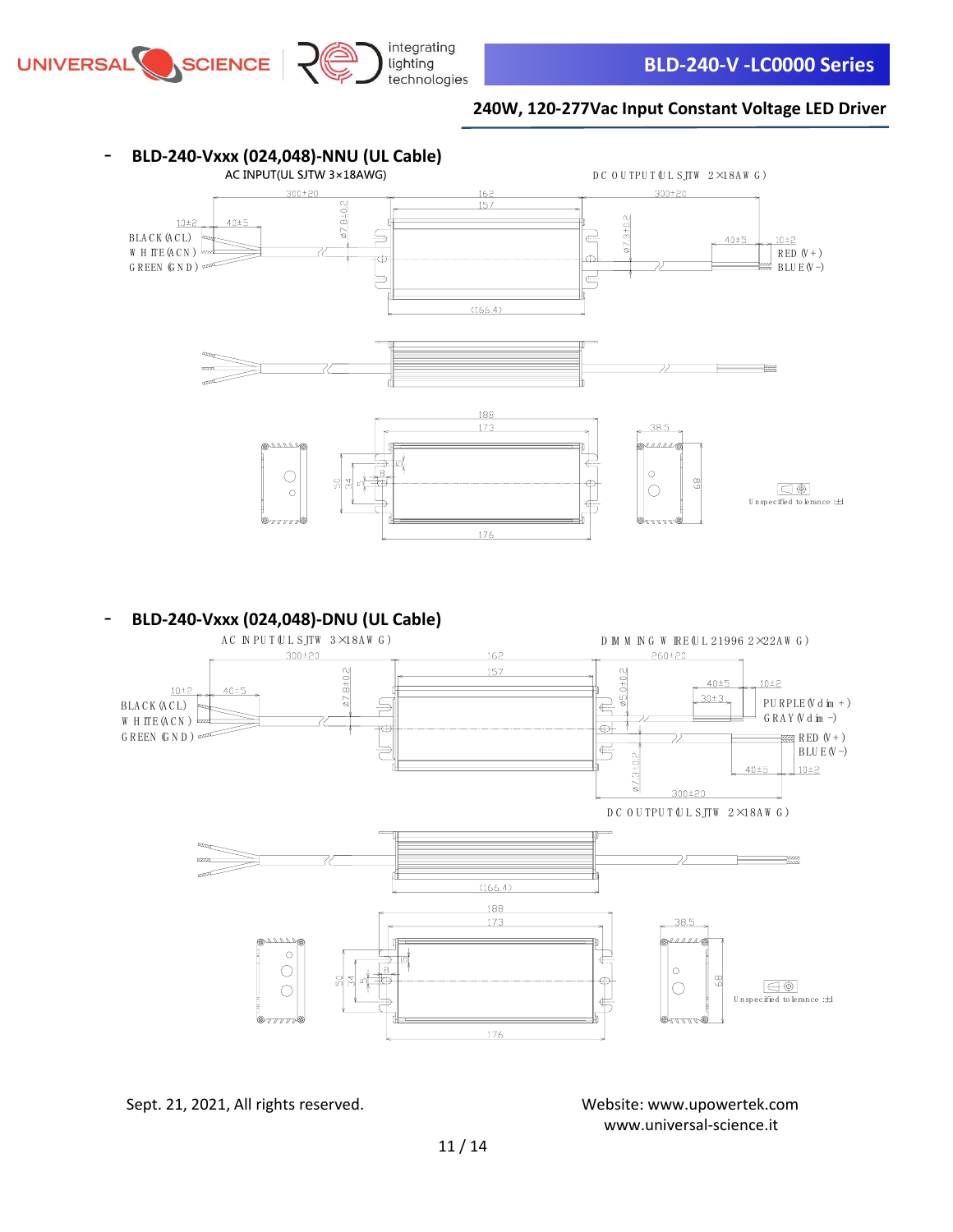- **BLD-240-Vxxx (024,048)-NNU (UL Cable)**

AC INPUT(UL SJTW 3×18AWG)

DC OUTPUT(UL SJTW 2×18AWG)

300±20 | 162 | 157 | 300±20 | 10±2 | 40±5 | ø7.8±0.2 | ø7.3±0.2 | 40±5 | 10±2

BLACK(ACL)
WHITE(ACN)
GREEN(GND)

RED(V+)
BLUE(V-)

(166.4)

188 | 173 | 38.5 | 50 | 34 | 5 | 15 | 68 | 176

Unspecified tolerance :±1

- **BLD-240-Vxxx (024,048)-DNU (UL Cable)**

AC INPUT(UL SJTW 3×18AWG)

DIMMING WIRE(UL 21996 2×22AWG)

300±20 | 162 | 157 | 260±20 | 10±2 | 40±5 | ø7.8±0.2 | ø5.0±0.2 | 40±5 | 30±3 | 10±2

BLACK(ACL)
WHITE(ACN)
GREEN(GND)

PURPLE(Vdim+)
GRAY(Vdim-)

RED(V+)
BLUE(V-)

40±5 | 10±2 | ø7.3±0.2 | 300±20

DC OUTPUT(UL SJTW 2×18AWG)

(166.4)

188 | 173 | 38.5 | 50 | 34 | 5 | 15 | 68 | 176

Unspecified tolerance :±1

Sept. 21, 2021, All rights reserved.

Website: www.upowertek.com
www.universal-science.it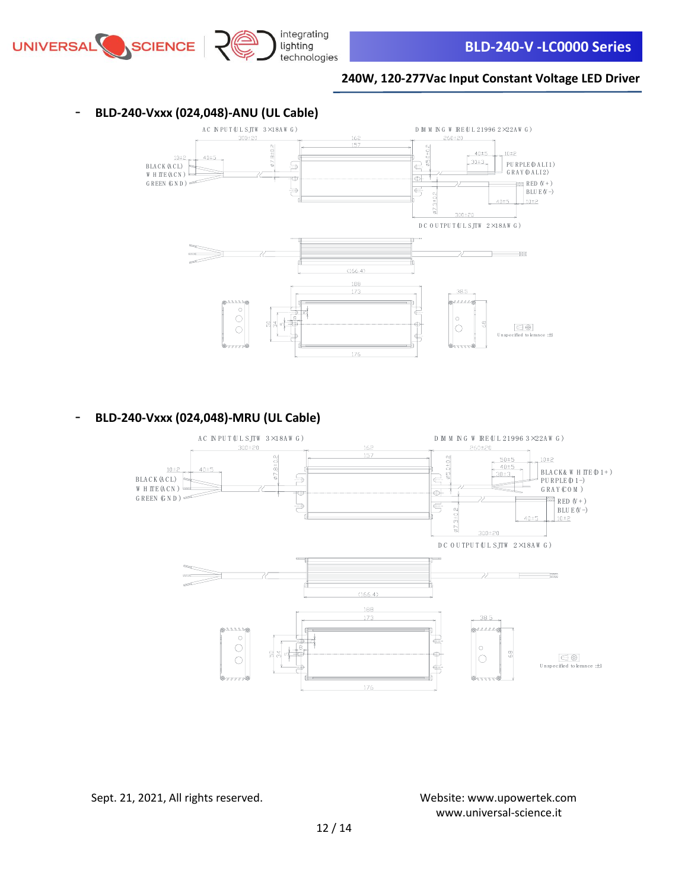- **BLD-240-Vxxx (024,048)-ANU (UL Cable)**

AC INPUT (UL SJTW 3×18AWG)

DIMMING WIRE (UL 21996 2×22AWG)

BLACK (ACL)
WHITE (ACN)
GREEN (GND)

PURPLE (DALI1)
GRAY (DALI2)

RED (V+)
BLUE (V-)

DC OUTPUT (UL SJTW 2×18AWG)

Unspecified tolerance: ±1

- **BLD-240-Vxxx (024,048)-MRU (UL Cable)**

AC INPUT (UL SJTW 3×18AWG)

DIMMING WIRE (UL 21996 3×22AWG)

BLACK (ACL)
WHITE (ACN)
GREEN (GND)

BLACK&WHITE (D1+)
PURPLE (D1-)
GRAY (COM)

RED (V+)
BLUE (V-)

DC OUTPUT (UL SJTW 2×18AWG)

Unspecified tolerance: ±1

Sept. 21, 2021, All rights reserved.

Website: www.upowertek.com
www.universal-science.it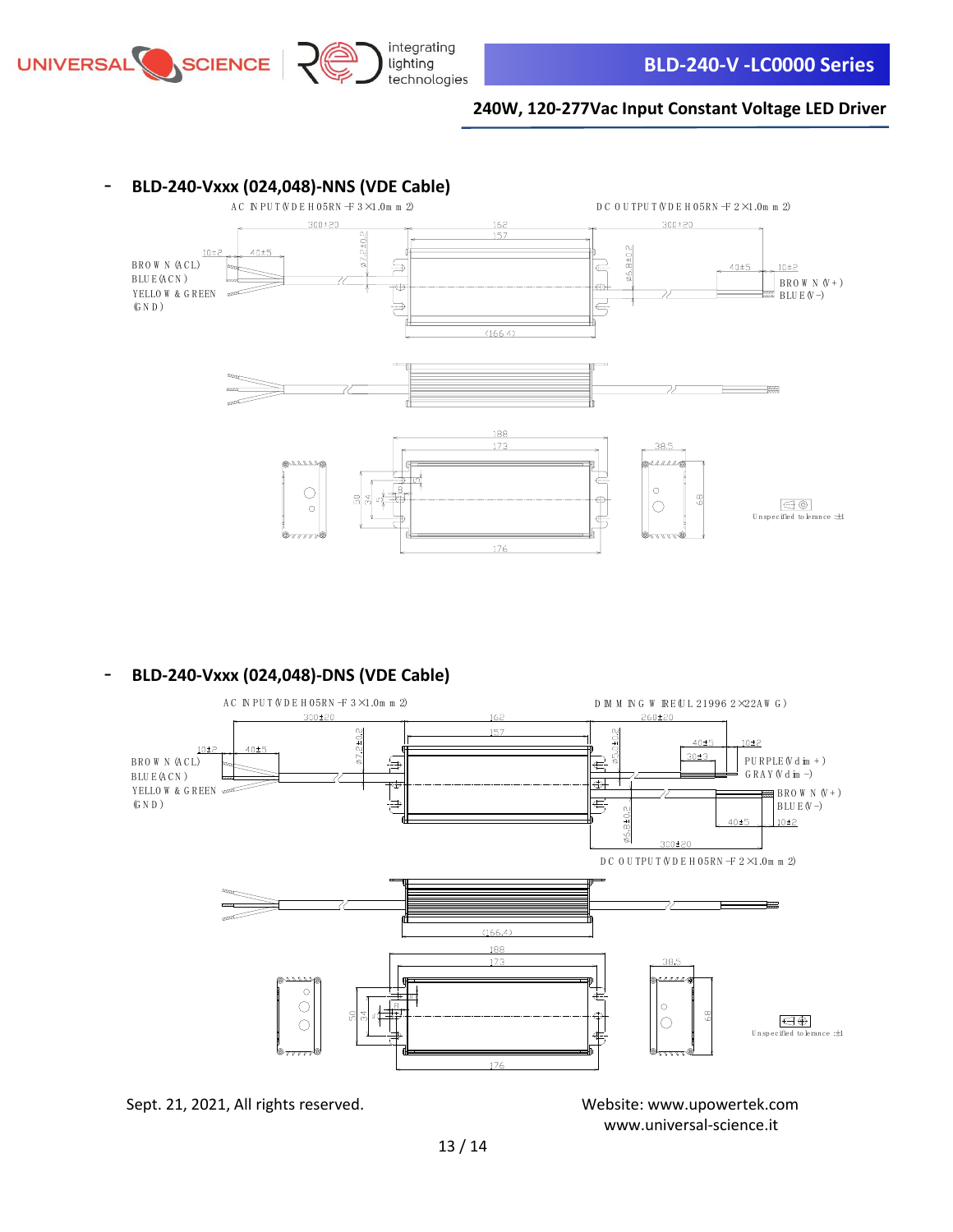- **BLD-240-Vxxx (024,048)-NNS (VDE Cable)**

AC INPUT(VDE H05RN-F 3×1.0mm2)

DC OUTPUT(VDE H05RN-F 2×1.0mm2)

300±20 | 162 | 157 | 300±20 | 10±2 | 40±5 | Ø7.2±0.2 | Ø6.8±0.2 | 40±5 | 10±2 | (166.4)

BROWN(ACL)
BLUE(ACN)
YELLOW & GREEN (GND)

BROWN(V+)
BLUE(V-)

188 | 173 | 38.5 | 50 | 34 | 68 | 176

Unspecified tolerance: ±1

- **BLD-240-Vxxx (024,048)-DNS (VDE Cable)**

AC INPUT(VDE H05RN-F 3×1.0mm2)

DIMMING WIRE(UL 21996 2×22AWG)

DC OUTPUT(VDE H05RN-F 2×1.0mm2)

300±20 | 162 | 157 | 260±20 | 10±2 | 40±5 | Ø7.2±0.2 | Ø5.0±0.2 | 40±5 | 30±3 | 10±2 | Ø6.8±0.2 | 40±5 | 10±2 | 300±20 | (166.4)

BROWN(ACL)
BLUE(ACN)
YELLOW & GREEN (GND)

PURPLE(Vdim+)
GRAY(Vdim-)

BROWN(V+)
BLUE(V-)

188 | 173 | 38.5 | 50 | 34 | 68 | 176

Unspecified tolerance: ±1

Sept. 21, 2021, All rights reserved.

Website: www.upowertek.com
www.universal-science.it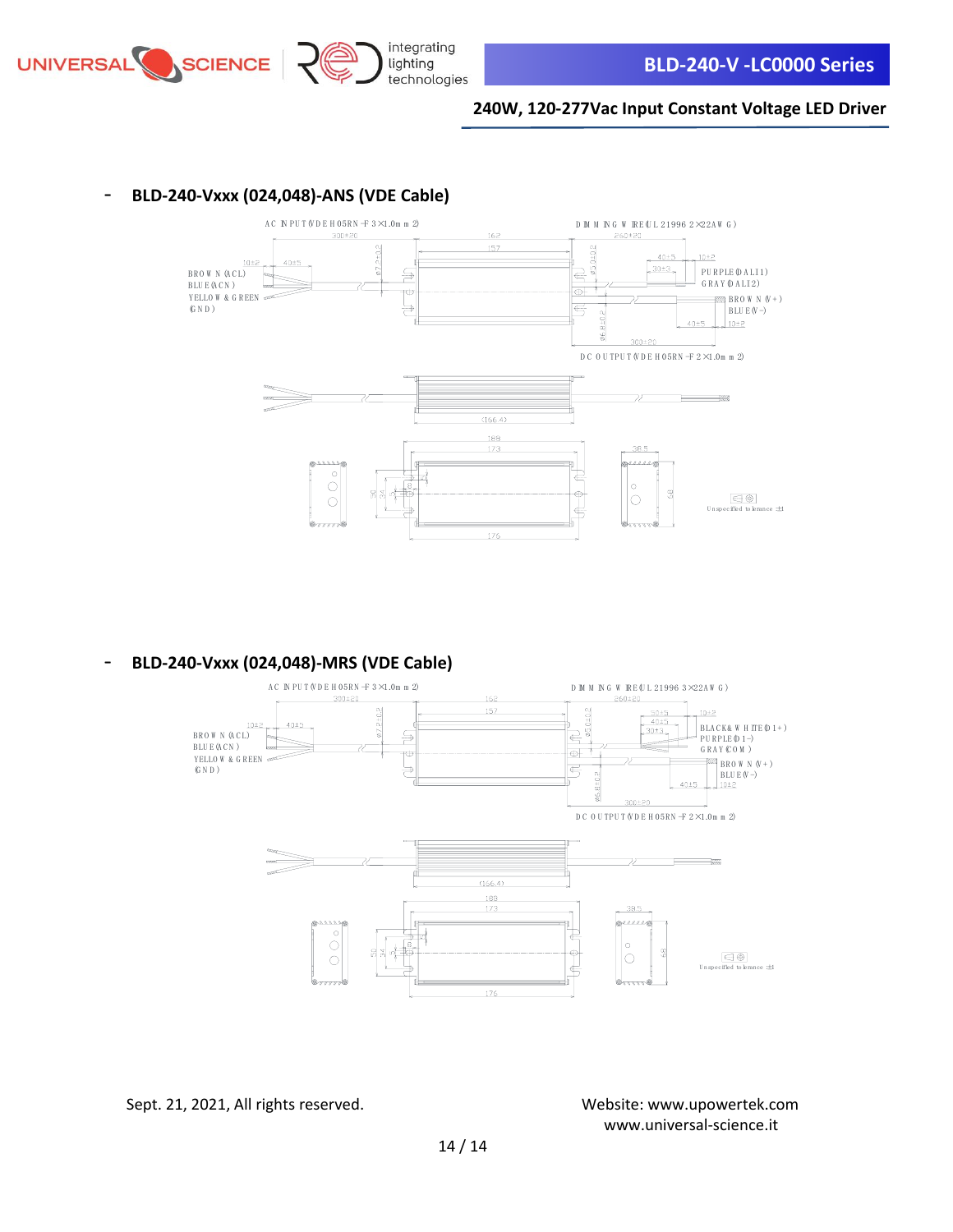- **BLD-240-Vxxx (024,048)-ANS (VDE Cable)**

AC INPUT(VDE H05RN-F 3×1.0mm2)

300±20

162

157

10±2

40±5

ø7.2±0.2

BROWN(ACL)

BLUE(ACN)

YELLOW & GREEN (GND)

DIMMING WIRE(UL 21996 2×22AWG)

260±20

40±5

10±2

30±3

ø5.0±0.2

PURPLE(DALI1)

GRAY(DALI2)

BROWN(V+)

BLUE(V-)

40±5

10±2

ø6.8±0.2

300±20

DC OUTPUT(VDE H05RN-F 2×1.0mm2)

(166.4)

188

173

38.5

50

34

68

176

Unspecified tolerance ±1

- **BLD-240-Vxxx (024,048)-MRS (VDE Cable)**

AC INPUT(VDE H05RN-F 3×1.0mm2)

300±20

162

157

10±2

40±5

ø7.2±0.2

BROWN(ACL)

BLUE(ACN)

YELLOW & GREEN (GND)

DIMMING WIRE(UL 21996 3×22AWG)

260±20

50±5

40±5

30±3

10±2

ø5.0±0.2

BLACK&WHITE(D1+)

PURPLE(D1-)

GRAY(COM)

BROWN(V+)

BLUE(V-)

40±5

10±2

ø6.8±0.2

300±20

DC OUTPUT(VDE H05RN-F 2×1.0mm2)

(166.4)

188

173

38.5

50

34

68

176

Unspecified tolerance ±1

Sept. 21, 2021, All rights reserved.

Website: www.upowertek.com
www.universal-science.it